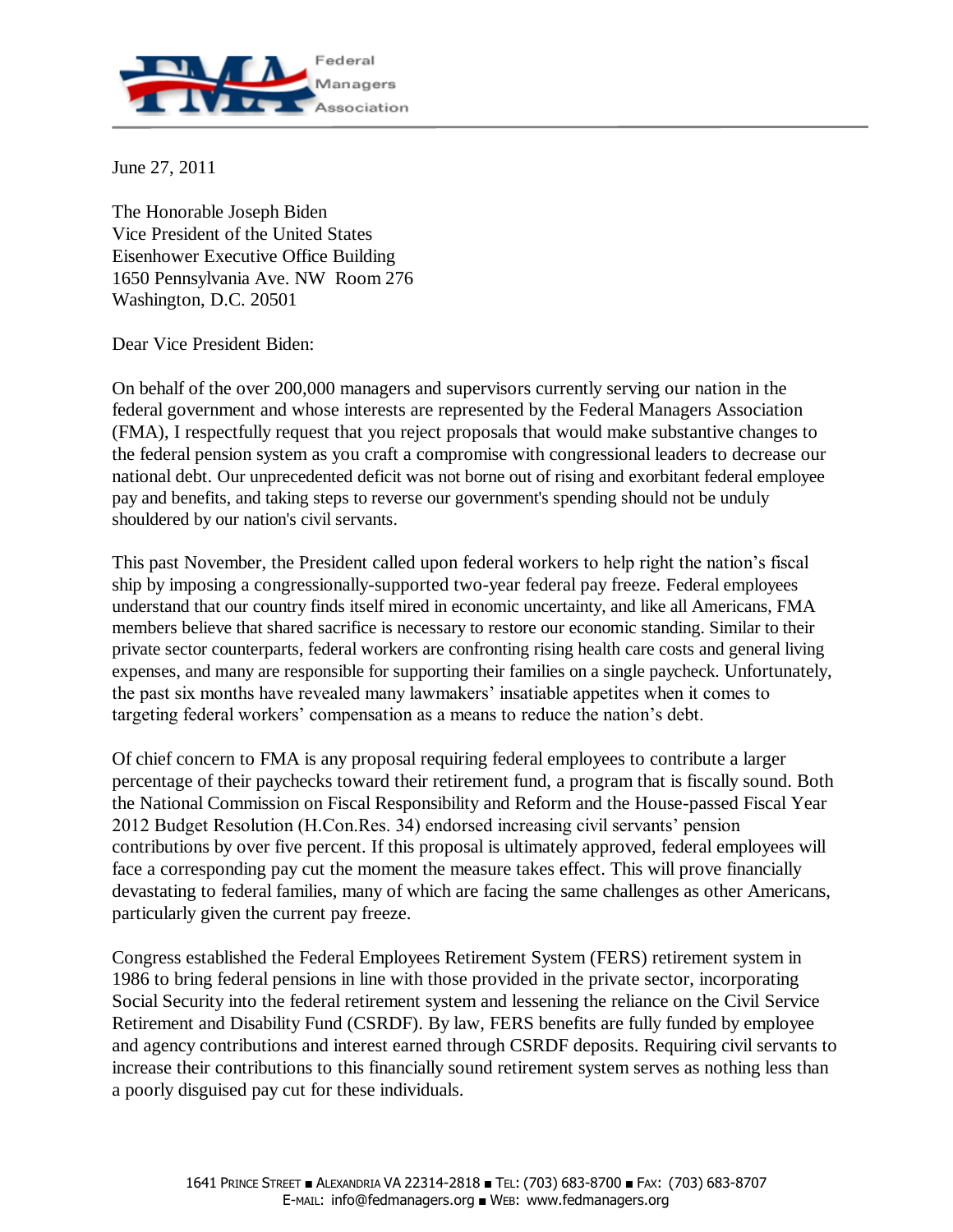Federal Managers Association

June 27, 2011

The Honorable Joseph Biden
Vice President of the United States
Eisenhower Executive Office Building
1650 Pennsylvania Ave. NW Room 276
Washington, D.C. 20501

Dear Vice President Biden:

On behalf of the over 200,000 managers and supervisors currently serving our nation in the federal government and whose interests are represented by the Federal Managers Association (FMA), I respectfully request that you reject proposals that would make substantive changes to the federal pension system as you craft a compromise with congressional leaders to decrease our national debt. Our unprecedented deficit was not borne out of rising and exorbitant federal employee pay and benefits, and taking steps to reverse our government's spending should not be unduly shouldered by our nation's civil servants.

This past November, the President called upon federal workers to help right the nation's fiscal ship by imposing a congressionally-supported two-year federal pay freeze. Federal employees understand that our country finds itself mired in economic uncertainty, and like all Americans, FMA members believe that shared sacrifice is necessary to restore our economic standing. Similar to their private sector counterparts, federal workers are confronting rising health care costs and general living expenses, and many are responsible for supporting their families on a single paycheck. Unfortunately, the past six months have revealed many lawmakers' insatiable appetites when it comes to targeting federal workers' compensation as a means to reduce the nation's debt.

Of chief concern to FMA is any proposal requiring federal employees to contribute a larger percentage of their paychecks toward their retirement fund, a program that is fiscally sound. Both the National Commission on Fiscal Responsibility and Reform and the House-passed Fiscal Year 2012 Budget Resolution (H.Con.Res. 34) endorsed increasing civil servants' pension contributions by over five percent. If this proposal is ultimately approved, federal employees will face a corresponding pay cut the moment the measure takes effect. This will prove financially devastating to federal families, many of which are facing the same challenges as other Americans, particularly given the current pay freeze.

Congress established the Federal Employees Retirement System (FERS) retirement system in 1986 to bring federal pensions in line with those provided in the private sector, incorporating Social Security into the federal retirement system and lessening the reliance on the Civil Service Retirement and Disability Fund (CSRDF). By law, FERS benefits are fully funded by employee and agency contributions and interest earned through CSRDF deposits. Requiring civil servants to increase their contributions to this financially sound retirement system serves as nothing less than a poorly disguised pay cut for these individuals.

1641 Prince Street ■ Alexandria VA 22314-2818 ■ Tel: (703) 683-8700 ■ Fax: (703) 683-8707
E-mail: info@fedmanagers.org ■ Web: www.fedmanagers.org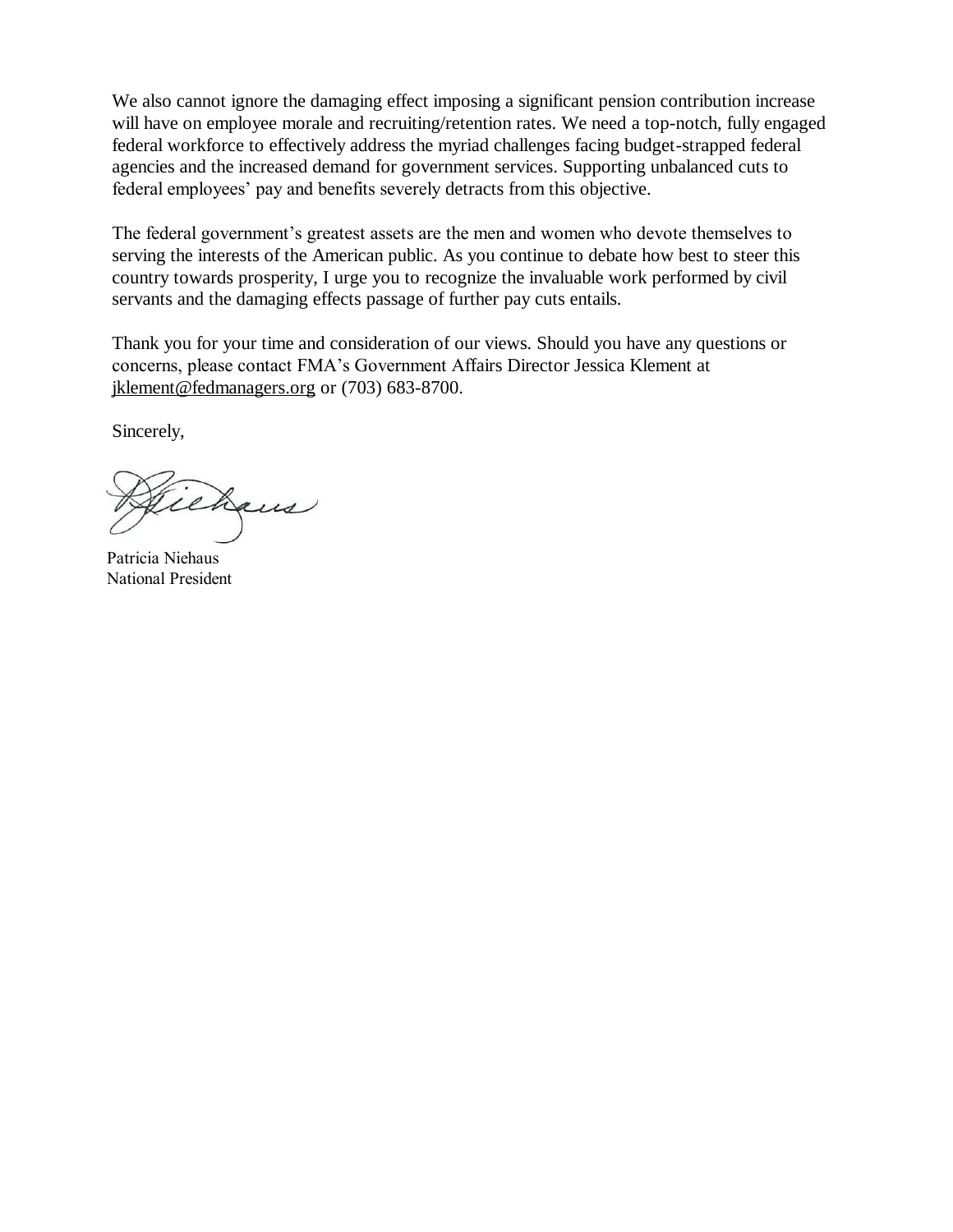We also cannot ignore the damaging effect imposing a significant pension contribution increase will have on employee morale and recruiting/retention rates. We need a top-notch, fully engaged federal workforce to effectively address the myriad challenges facing budget-strapped federal agencies and the increased demand for government services. Supporting unbalanced cuts to federal employees' pay and benefits severely detracts from this objective.

The federal government's greatest assets are the men and women who devote themselves to serving the interests of the American public. As you continue to debate how best to steer this country towards prosperity, I urge you to recognize the invaluable work performed by civil servants and the damaging effects passage of further pay cuts entails.

Thank you for your time and consideration of our views. Should you have any questions or concerns, please contact FMA's Government Affairs Director Jessica Klement at jklement@fedmanagers.org or (703) 683-8700.

Sincerely,

Patricia Niehaus
National President